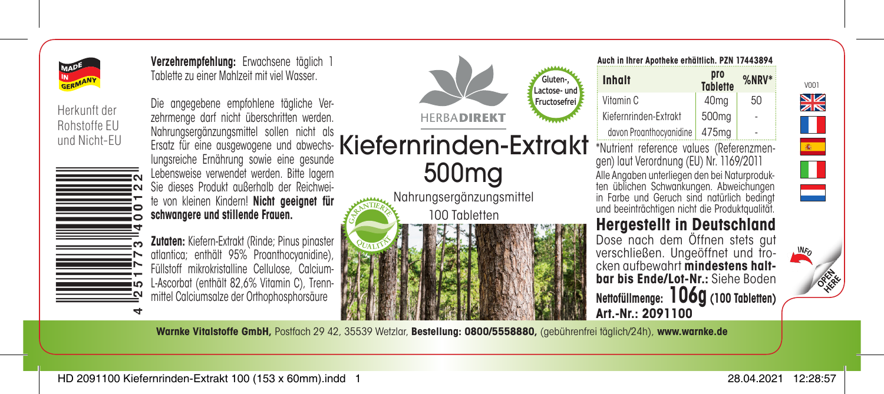MADE IN GERMANY

Herkunft der Rohstoffe EU und Nicht-EU

4 251773 400122

**Verzehrempfehlung:** Erwachsene täglich 1 Tablette zu einer Mahlzeit mit viel Wasser.

Die angegebene empfohlene tägliche Verzehrmenge darf nicht überschritten werden. Nahrungsergänzungsmittel sollen nicht als Ersatz für eine ausgewogene und abwechslungsreiche Ernährung sowie eine gesunde Lebensweise verwendet werden. Bitte lagern Sie dieses Produkt außerhalb der Reichweite von kleinen Kindern! **Nicht geeignet für schwangere und stillende Frauen.**

**Zutaten:** Kiefern-Extrakt (Rinde; Pinus pinaster atlantica; enthält 95% Proanthocyanidine), Füllstoff mikrokristalline Cellulose, Calcium-L-Ascorbat (enthält 82,6% Vitamin C), Trennmittel Calciumsalze der Orthophosphorsäure

HERBA**DIREKT**

Gluten-, Lactose- und Fructosefrei

# Kiefernrinden-Extrakt 500mg

Nahrungsergänzungsmittel

100 Tabletten

GARANTIERTE QUALITÄT

**Auch in Ihrer Apotheke erhältlich. PZN 17443894**

| Inhalt | pro Tablette | %NRV* |
|---|---|---|
| Vitamin C | 40mg | 50 |
| Kiefernrinden-Extrakt | 500mg | - |
| davon Proanthocyanidine | 475mg | - |

*Nutrient reference values (Referenzmengen) laut Verordnung (EU) Nr. 1169/2011

Alle Angaben unterliegen den bei Naturprodukten üblichen Schwankungen. Abweichungen in Farbe und Geruch sind natürlich bedingt und beeinträchtigen nicht die Produktqualität.

## Hergestellt in Deutschland

Dose nach dem Öffnen stets gut verschließen. Ungeöffnet und trocken aufbewahrt **mindestens haltbar bis Ende/Lot-Nr.:** Siehe Boden

**Nettofüllmenge: 106g (100 Tabletten)**

**Art.-Nr.: 2091100**

V001

INFO

OPEN HERE

**Warnke Vitalstoffe GmbH,** Postfach 29 42, 35539 Wetzlar, **Bestellung: 0800/5558880,** (gebührenfrei täglich/24h), **www.warnke.de**

HD 2091100 Kiefernrinden-Extrakt 100 (153 x 60mm).indd 1 28.04.2021 12:28:57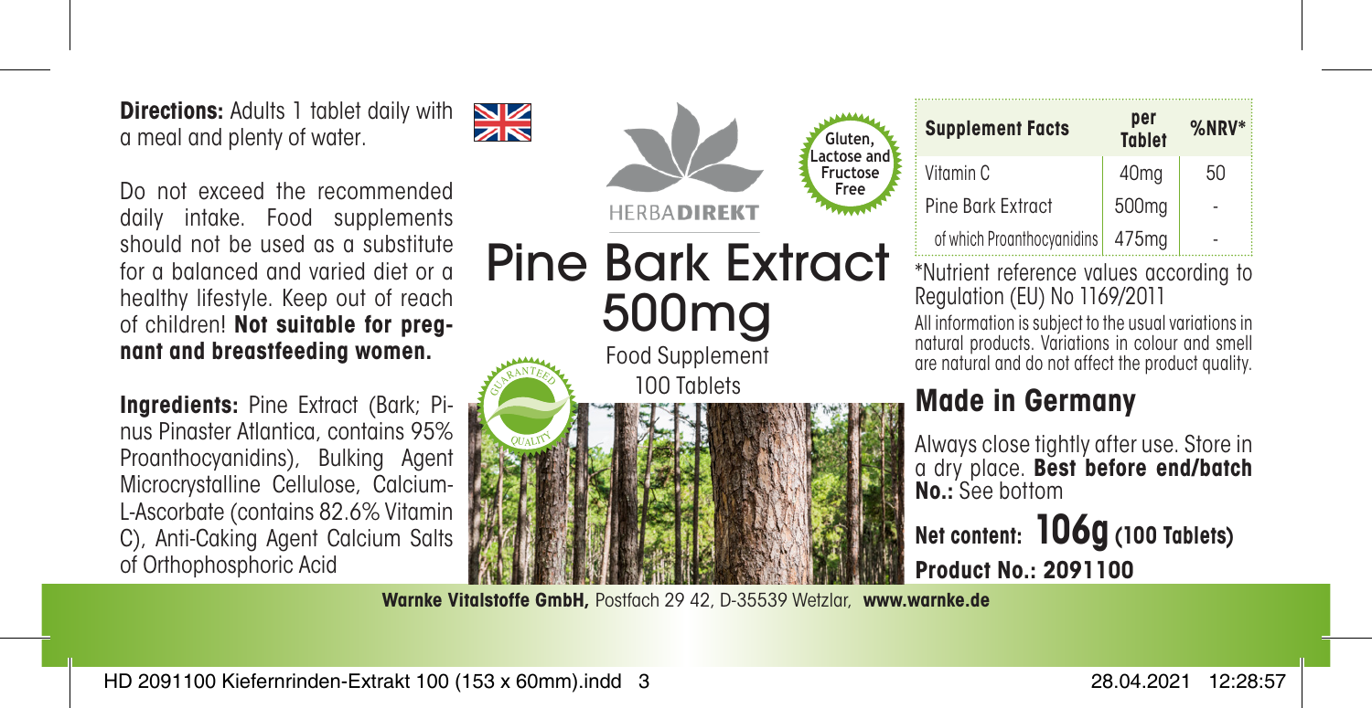**Directions:** Adults 1 tablet daily with a meal and plenty of water.

Do not exceed the recommended daily intake. Food supplements should not be used as a substitute for a balanced and varied diet or a healthy lifestyle. Keep out of reach of children! **Not suitable for pregnant and breastfeeding women.**

**Ingredients:** Pine Extract (Bark; Pinus Pinaster Atlantica, contains 95% Proanthocyanidins), Bulking Agent Microcrystalline Cellulose, Calcium-L-Ascorbate (contains 82.6% Vitamin C), Anti-Caking Agent Calcium Salts of Orthophosphoric Acid

HERBA**DIREKT**

Gluten, Lactose and Fructose Free

# Pine Bark Extract 500mg

Food Supplement

100 Tablets

GUARANTEED QUALITY

| Supplement Facts | per Tablet | %NRV* |
|---|---|---|
| Vitamin C | 40mg | 50 |
| Pine Bark Extract | 500mg | - |
| of which Proanthocyanidins | 475mg | - |

*Nutrient reference values according to Regulation (EU) No 1169/2011

All information is subject to the usual variations in natural products. Variations in colour and smell are natural and do not affect the product quality.

## Made in Germany

Always close tightly after use. Store in a dry place. **Best before end/batch No.:** See bottom

**Net content: 106g (100 Tablets)**

**Product No.: 2091100**

**Warnke Vitalstoffe GmbH,** Postfach 29 42, D-35539 Wetzlar, **www.warnke.de**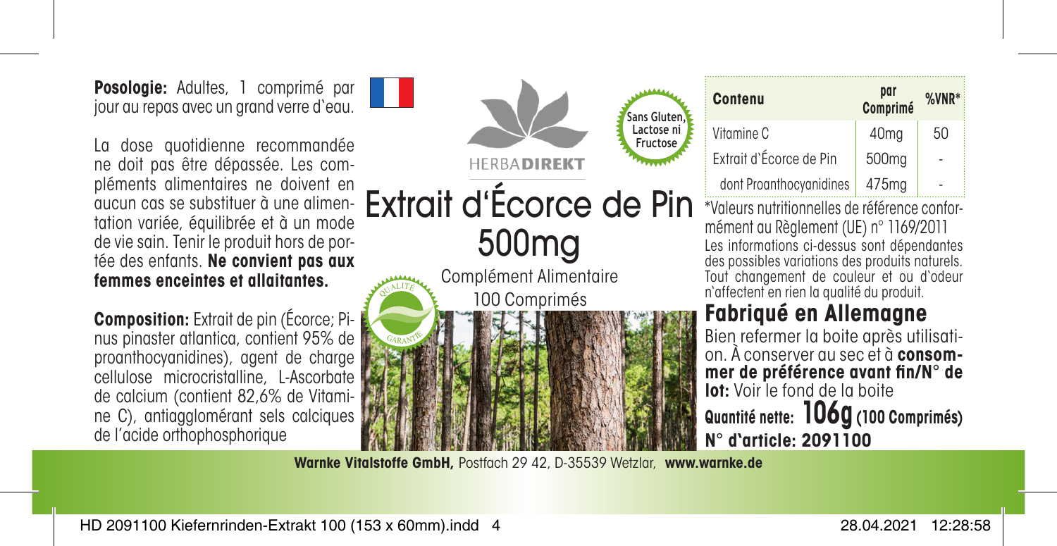**Posologie:** Adultes, 1 comprimé par jour au repas avec un grand verre d'eau.

La dose quotidienne recommandée ne doit pas être dépassée. Les compléments alimentaires ne doivent en aucun cas se substituer à une alimentation variée, équilibrée et à un mode de vie sain. Tenir le produit hors de portée des enfants. **Ne convient pas aux femmes enceintes et allaitantes.**

**Composition:** Extrait de pin (Écorce; Pinus pinaster atlantica, contient 95% de proanthocyanidines), agent de charge cellulose microcristalline, L-Ascorbate de calcium (contient 82,6% de Vitamine C), antiagglomérant sels calciques de l'acide orthophosphorique

HERBADIREKT

Sans Gluten, Lactose ni Fructose

# Extrait d'Écorce de Pin 500mg

Complément Alimentaire

100 Comprimés

QUALITÉ GARANTIE

| Contenu | par Comprimé | %VNR* |
|---|---|---|
| Vitamine C | 40mg | 50 |
| Extrait d'Écorce de Pin | 500mg | - |
| dont Proanthocyanidines | 475mg | - |

*Valeurs nutritionnelles de référence conformément au Règlement (UE) n° 1169/2011

Les informations ci-dessus sont dépendantes des possibles variations des produits naturels. Tout changement de couleur et ou d'odeur n'affectent en rien la qualité du produit.

## Fabriqué en Allemagne

Bien refermer la boite après utilisation. À conserver au sec et à **consommer de préférence avant fin/N° de lot:** Voir le fond de la boite

**Quantité nette: 106g (100 Comprimés)**

**N° d'article: 2091100**

**Warnke Vitalstoffe GmbH,** Postfach 29 42, D-35539 Wetzlar, **www.warnke.de**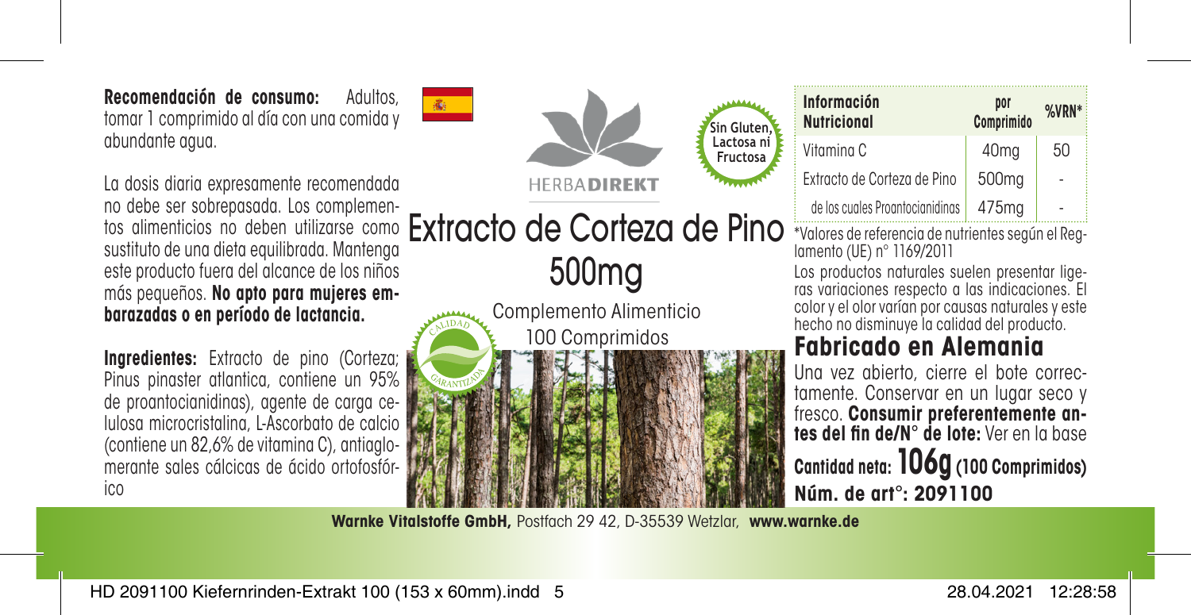**Recomendación de consumo:** Adultos, tomar 1 comprimido al día con una comida y abundante agua.

La dosis diaria expresamente recomendada no debe ser sobrepasada. Los complementos alimenticios no deben utilizarse como sustituto de una dieta equilibrada. Mantenga este producto fuera del alcance de los niños más pequeños. **No apto para mujeres embarazadas o en período de lactancia.**

**Ingredientes:** Extracto de pino (Corteza; Pinus pinaster atlantica, contiene un 95% de proantocianidinas), agente de carga celulosa microcristalina, L-Ascorbato de calcio (contiene un 82,6% de vitamina C), antiaglomerante sales cálcicas de ácido ortofosfórico

HERBADIREKT

Sin Gluten, Lactosa ni Fructosa

# Extracto de Corteza de Pino 500mg

Complemento Alimenticio

100 Comprimidos

CALIDAD GARANTIZADA

| Información Nutricional | por Comprimido | %VRN* |
|---|---|---|
| Vitamina C | 40mg | 50 |
| Extracto de Corteza de Pino | 500mg | - |
| de los cuales Proantocianidinas | 475mg | - |

*Valores de referencia de nutrientes según el Reglamento (UE) n° 1169/2011

Los productos naturales suelen presentar ligeras variaciones respecto a las indicaciones. El color y el olor varían por causas naturales y este hecho no disminuye la calidad del producto.

## Fabricado en Alemania

Una vez abierto, cierre el bote correctamente. Conservar en un lugar seco y fresco. **Consumir preferentemente antes del fin de/N° de lote:** Ver en la base

**Cantidad neta: 106g (100 Comprimidos)**

**Núm. de art°: 2091100**

**Warnke Vitalstoffe GmbH,** Postfach 29 42, D-35539 Wetzlar, **www.warnke.de**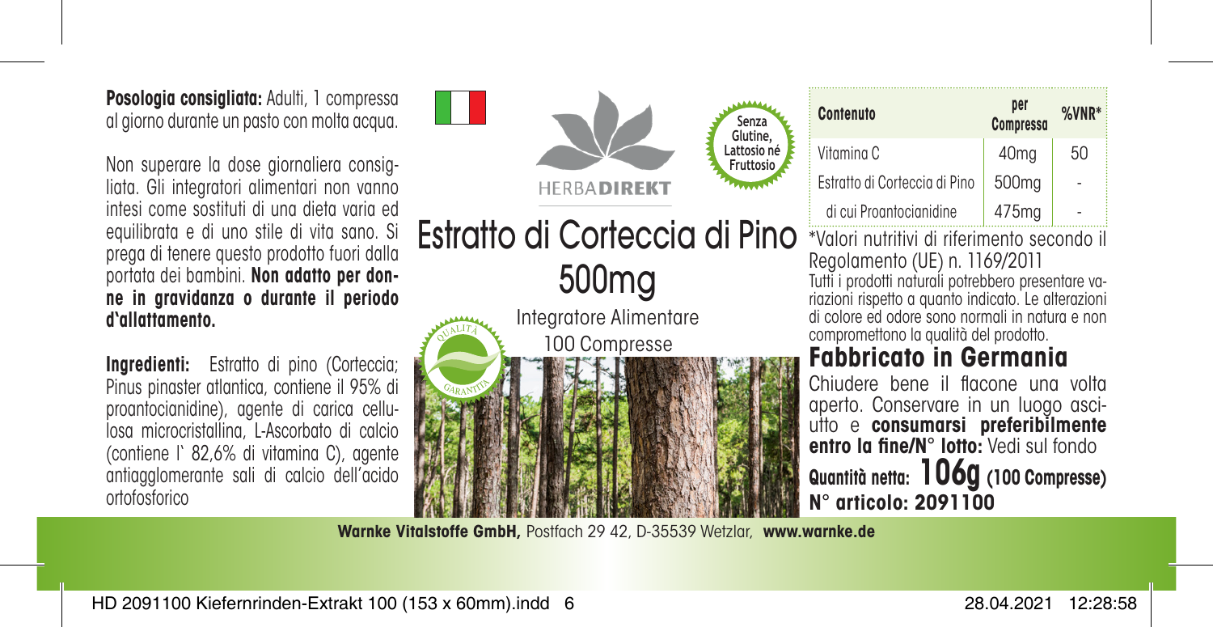**Posologia consigliata:** Adulti, 1 compressa al giorno durante un pasto con molta acqua.

Non superare la dose giornaliera consigliata. Gli integratori alimentari non vanno intesi come sostituti di una dieta varia ed equilibrata e di uno stile di vita sano. Si prega di tenere questo prodotto fuori dalla portata dei bambini. **Non adatto per donne in gravidanza o durante il periodo d'allattamento.**

**Ingredienti:** Estratto di pino (Corteccia; Pinus pinaster atlantica, contiene il 95% di proantocianidine), agente di carica cellulosa microcristallina, L-Ascorbato di calcio (contiene l` 82,6% di vitamina C), agente antiagglomerante sali di calcio dell'acido ortofosforico

HERBADIREKT

Senza Glutine, Lattosio né Fruttosio

# Estratto di Corteccia di Pino 500mg

Integratore Alimentare

100 Compresse

QUALITÀ GARANTITA

| Contenuto | per Compressa | %VNR* |
|---|---|---|
| Vitamina C | 40mg | 50 |
| Estratto di Corteccia di Pino | 500mg | - |
| di cui Proantocianidine | 475mg | - |

*Valori nutritivi di riferimento secondo il Regolamento (UE) n. 1169/2011

Tutti i prodotti naturali potrebbero presentare variazioni rispetto a quanto indicato. Le alterazioni di colore ed odore sono normali in natura e non compromettono la qualità del prodotto.

## Fabbricato in Germania

Chiudere bene il flacone una volta aperto. Conservare in un luogo asciutto e **consumarsi preferibilmente entro la fine/N° lotto:** Vedi sul fondo

**Quantità netta: 106g (100 Compresse)**

**N° articolo: 2091100**

**Warnke Vitalstoffe GmbH,** Postfach 29 42, D-35539 Wetzlar, **www.warnke.de**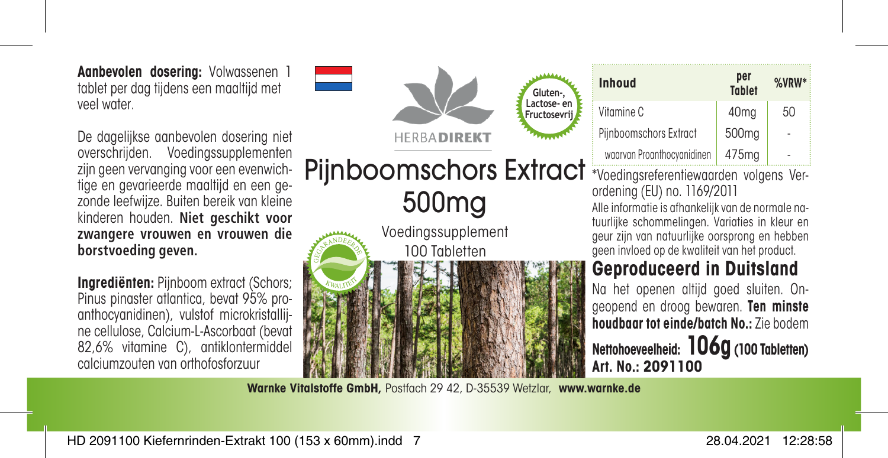**Aanbevolen dosering:** Volwassenen 1 tablet per dag tijdens een maaltijd met veel water.

De dagelijkse aanbevolen dosering niet overschrijden. Voedingssupplementen zijn geen vervanging voor een evenwichtige en gevarieerde maaltijd en een gezonde leefwijze. Buiten bereik van kleine kinderen houden. **Niet geschikt voor zwangere vrouwen en vrouwen die borstvoeding geven.**

**Ingrediënten:** Pijnboom extract (Schors; Pinus pinaster atlantica, bevat 95% proanthocyanidinen), vulstof microkristallijne cellulose, Calcium-L-Ascorbaat (bevat 82,6% vitamine C), antiklontermiddel calciumzouten van orthofosforzuur

HERBADIREKT

Gluten-, Lactose- en Fructosevrij

# Pijnboomschors Extract 500mg

Voedingssupplement

100 Tabletten

GEGARANDEERDE KWALITEIT

| Inhoud | per Tablet | %VRW* |
|---|---|---|
| Vitamine C | 40mg | 50 |
| Pijnboomschors Extract | 500mg | - |
| waarvan Proanthocyanidinen | 475mg | - |

*Voedingsreferentiewaarden volgens Verordening (EU) no. 1169/2011

Alle informatie is afhankelijk van de normale natuurlijke schommelingen. Variaties in kleur en geur zijn van natuurlijke oorsprong en hebben geen invloed op de kwaliteit van het product.

## Geproduceerd in Duitsland

Na het openen altijd goed sluiten. Ongeopend en droog bewaren. **Ten minste houdbaar tot einde/batch No.:** Zie bodem

**Nettohoeveelheid: 106g (100 Tabletten)**

**Art. No.: 2091100**

**Warnke Vitalstoffe GmbH,** Postfach 29 42, D-35539 Wetzlar, **www.warnke.de**